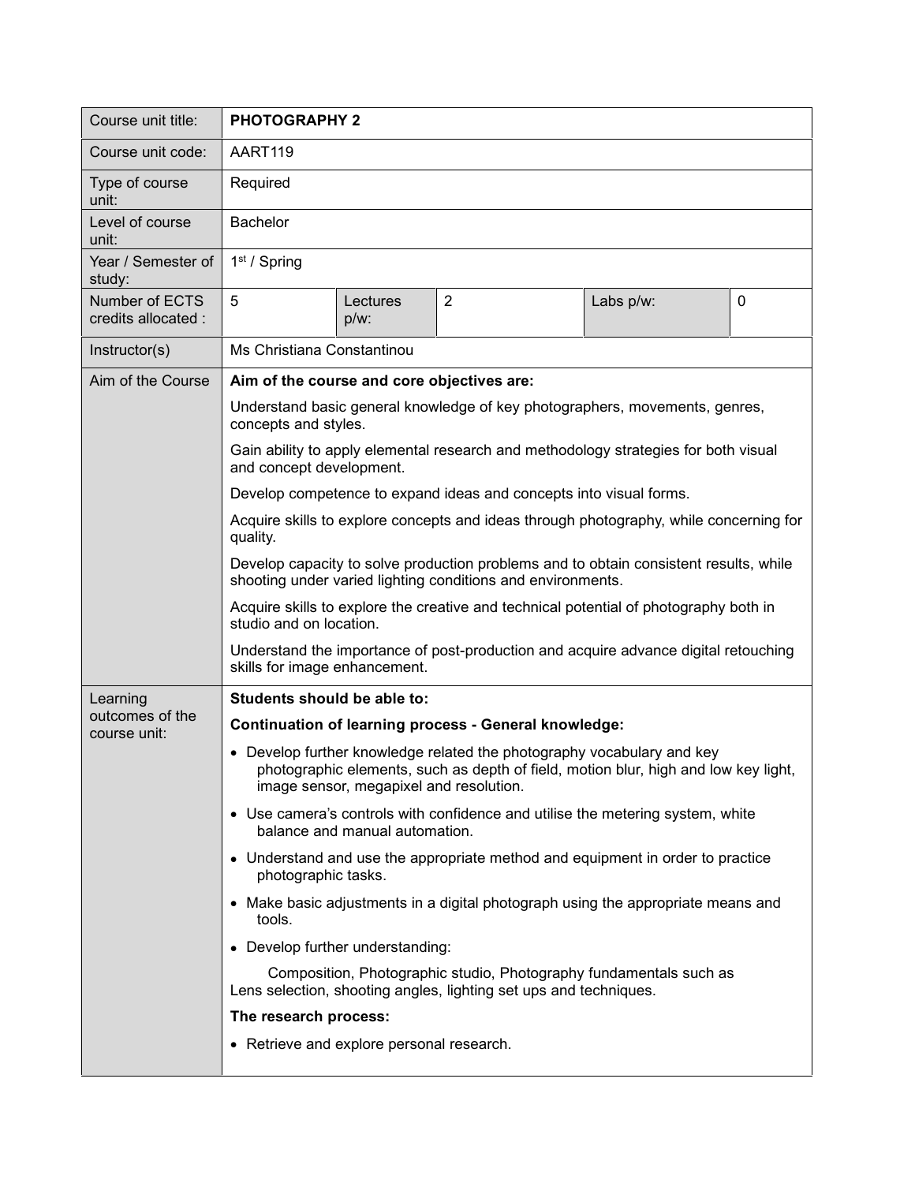| Course unit title: | **PHOTOGRAPHY 2** | | | | |
|---|---|---|---|---|---|
| Course unit code: | AART119 | | | | |
| Type of course unit: | Required | | | | |
| Level of course unit: | Bachelor | | | | |
| Year / Semester of study: | 1st / Spring | | | | |
| Number of ECTS credits allocated : | 5 | Lectures p/w: | 2 | Labs p/w: | 0 |
| Instructor(s) | Ms Christiana Constantinou | | | | |
| Aim of the Course | **Aim of the course and core objectives are:**<br><br>Understand basic general knowledge of key photographers, movements, genres, concepts and styles.<br><br>Gain ability to apply elemental research and methodology strategies for both visual and concept development.<br><br>Develop competence to expand ideas and concepts into visual forms.<br><br>Acquire skills to explore concepts and ideas through photography, while concerning for quality.<br><br>Develop capacity to solve production problems and to obtain consistent results, while shooting under varied lighting conditions and environments.<br><br>Acquire skills to explore the creative and technical potential of photography both in studio and on location.<br><br>Understand the importance of post-production and acquire advance digital retouching skills for image enhancement. | | | | |
| Learning outcomes of the course unit: | **Students should be able to:**<br><br>**Continuation of learning process - General knowledge:**<br><br>• Develop further knowledge related the photography vocabulary and key photographic elements, such as depth of field, motion blur, high and low key light, image sensor, megapixel and resolution.<br><br>• Use camera's controls with confidence and utilise the metering system, white balance and manual automation.<br><br>• Understand and use the appropriate method and equipment in order to practice photographic tasks.<br><br>• Make basic adjustments in a digital photograph using the appropriate means and tools.<br><br>• Develop further understanding:<br><br>Composition, Photographic studio, Photography fundamentals such as Lens selection, shooting angles, lighting set ups and techniques.<br><br>**The research process:**<br><br>• Retrieve and explore personal research. | | | | |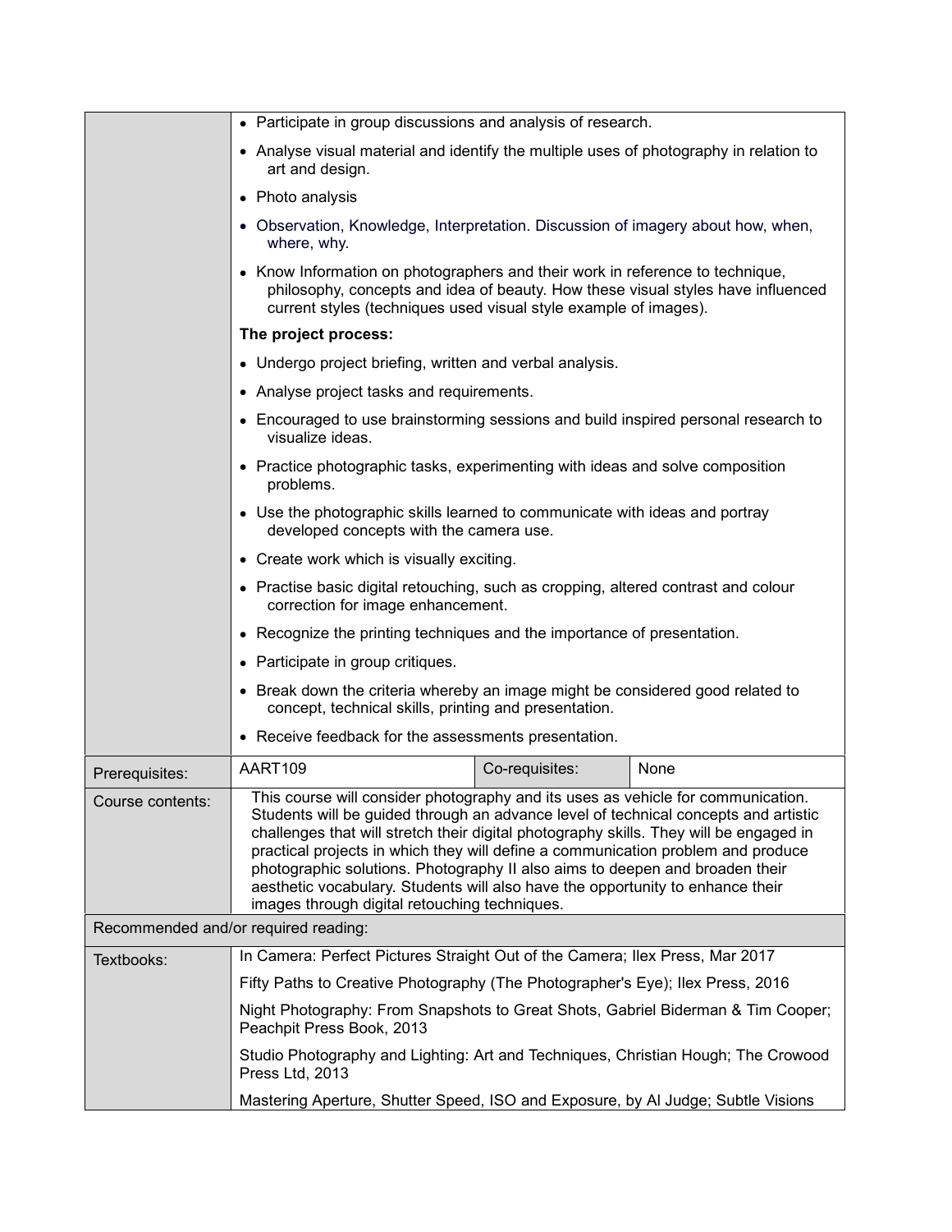| | | | |
|---|---|---|---|
| | • Participate in group discussions and analysis of research.<br>• Analyse visual material and identify the multiple uses of photography in relation to art and design.<br>• Photo analysis<br>• Observation, Knowledge, Interpretation. Discussion of imagery about how, when, where, why.<br>• Know Information on photographers and their work in reference to technique, philosophy, concepts and idea of beauty. How these visual styles have influenced current styles (techniques used visual style example of images).<br>**The project process:**<br>• Undergo project briefing, written and verbal analysis.<br>• Analyse project tasks and requirements.<br>• Encouraged to use brainstorming sessions and build inspired personal research to visualize ideas.<br>• Practice photographic tasks, experimenting with ideas and solve composition problems.<br>• Use the photographic skills learned to communicate with ideas and portray developed concepts with the camera use.<br>• Create work which is visually exciting.<br>• Practise basic digital retouching, such as cropping, altered contrast and colour correction for image enhancement.<br>• Recognize the printing techniques and the importance of presentation.<br>• Participate in group critiques.<br>• Break down the criteria whereby an image might be considered good related to concept, technical skills, printing and presentation.<br>• Receive feedback for the assessments presentation. | | |
| Prerequisites: | AART109 | Co-requisites: | None |
| Course contents: | This course will consider photography and its uses as vehicle for communication. Students will be guided through an advance level of technical concepts and artistic challenges that will stretch their digital photography skills. They will be engaged in practical projects in which they will define a communication problem and produce photographic solutions. Photography II also aims to deepen and broaden their aesthetic vocabulary. Students will also have the opportunity to enhance their images through digital retouching techniques. | | |
| Recommended and/or required reading: | | | |
| Textbooks: | In Camera: Perfect Pictures Straight Out of the Camera; Ilex Press, Mar 2017 | | |
| | Fifty Paths to Creative Photography (The Photographer's Eye); Ilex Press, 2016 | | |
| | Night Photography: From Snapshots to Great Shots, Gabriel Biderman & Tim Cooper; Peachpit Press Book, 2013 | | |
| | Studio Photography and Lighting: Art and Techniques, Christian Hough; The Crowood Press Ltd, 2013 | | |
| | Mastering Aperture, Shutter Speed, ISO and Exposure, by Al Judge; Subtle Visions | | |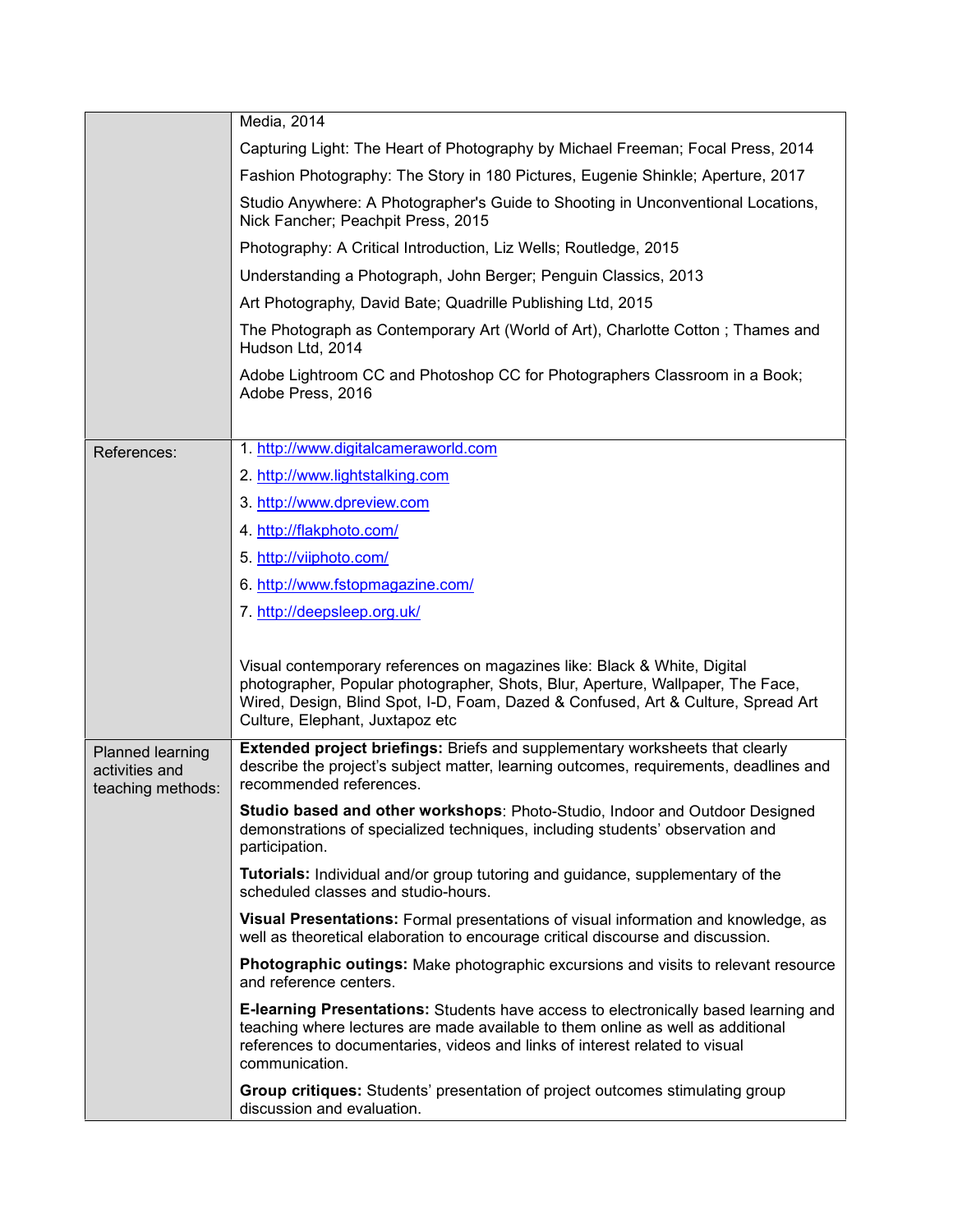| | |
|---|---|
| | Media, 2014<br><br>Capturing Light: The Heart of Photography by Michael Freeman; Focal Press, 2014<br><br>Fashion Photography: The Story in 180 Pictures, Eugenie Shinkle; Aperture, 2017<br><br>Studio Anywhere: A Photographer's Guide to Shooting in Unconventional Locations, Nick Fancher; Peachpit Press, 2015<br><br>Photography: A Critical Introduction, Liz Wells; Routledge, 2015<br><br>Understanding a Photograph, John Berger; Penguin Classics, 2013<br><br>Art Photography, David Bate; Quadrille Publishing Ltd, 2015<br><br>The Photograph as Contemporary Art (World of Art), Charlotte Cotton ; Thames and Hudson Ltd, 2014<br><br>Adobe Lightroom CC and Photoshop CC for Photographers Classroom in a Book; Adobe Press, 2016 |
| References: | 1. http://www.digitalcameraworld.com<br>2. http://www.lightstalking.com<br>3. http://www.dpreview.com<br>4. http://flakphoto.com/<br>5. http://viiphoto.com/<br>6. http://www.fstopmagazine.com/<br>7. http://deepsleep.org.uk/<br><br>Visual contemporary references on magazines like: Black & White, Digital photographer, Popular photographer, Shots, Blur, Aperture, Wallpaper, The Face, Wired, Design, Blind Spot, I-D, Foam, Dazed & Confused, Art & Culture, Spread Art Culture, Elephant, Juxtapoz etc |
| Planned learning activities and teaching methods: | **Extended project briefings:** Briefs and supplementary worksheets that clearly describe the project's subject matter, learning outcomes, requirements, deadlines and recommended references.<br><br>**Studio based and other workshops**: Photo-Studio, Indoor and Outdoor Designed demonstrations of specialized techniques, including students' observation and participation.<br><br>**Tutorials:** Individual and/or group tutoring and guidance, supplementary of the scheduled classes and studio-hours.<br><br>**Visual Presentations:** Formal presentations of visual information and knowledge, as well as theoretical elaboration to encourage critical discourse and discussion.<br><br>**Photographic outings:** Make photographic excursions and visits to relevant resource and reference centers.<br><br>**E-learning Presentations:** Students have access to electronically based learning and teaching where lectures are made available to them online as well as additional references to documentaries, videos and links of interest related to visual communication.<br><br>**Group critiques:** Students' presentation of project outcomes stimulating group discussion and evaluation. |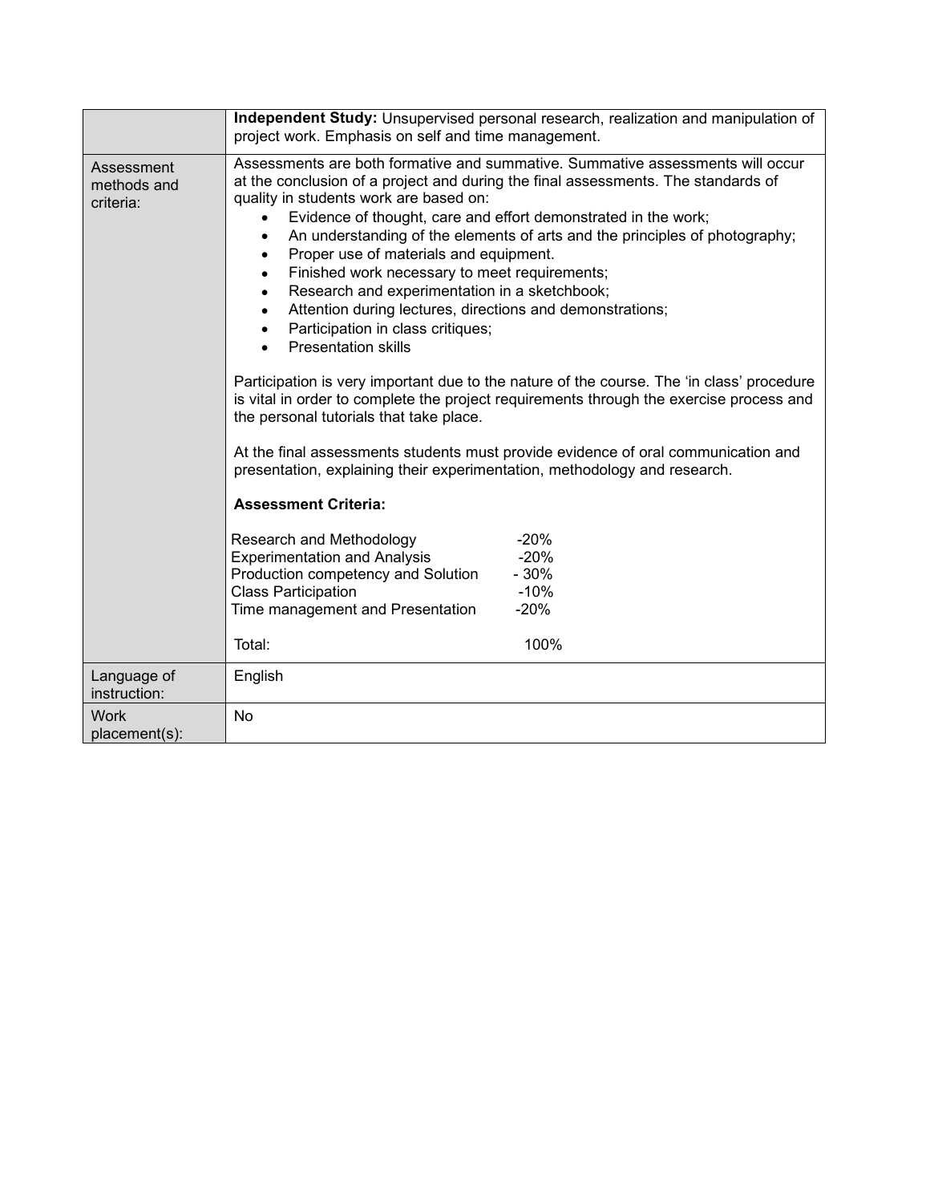| | |
|---|---|
| | **Independent Study:** Unsupervised personal research, realization and manipulation of project work. Emphasis on self and time management. |
| Assessment methods and criteria: | Assessments are both formative and summative. Summative assessments will occur at the conclusion of a project and during the final assessments. The standards of quality in students work are based on:<br>• Evidence of thought, care and effort demonstrated in the work;<br>• An understanding of the elements of arts and the principles of photography;<br>• Proper use of materials and equipment.<br>• Finished work necessary to meet requirements;<br>• Research and experimentation in a sketchbook;<br>• Attention during lectures, directions and demonstrations;<br>• Participation in class critiques;<br>• Presentation skills<br><br>Participation is very important due to the nature of the course. The 'in class' procedure is vital in order to complete the project requirements through the exercise process and the personal tutorials that take place.<br><br>At the final assessments students must provide evidence of oral communication and presentation, explaining their experimentation, methodology and research.<br><br>**Assessment Criteria:**<br><br>Research and Methodology -20%<br>Experimentation and Analysis -20%<br>Production competency and Solution - 30%<br>Class Participation -10%<br>Time management and Presentation -20%<br><br>Total: 100% |
| Language of instruction: | English |
| Work placement(s): | No |